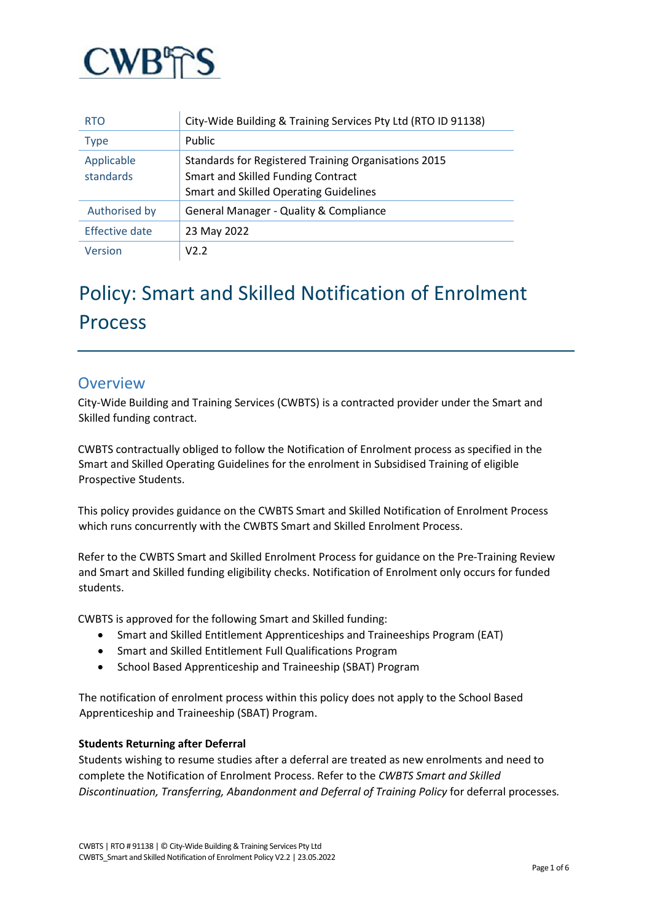CWBTS

| RTO | City-Wide Building & Training Services Pty Ltd (RTO ID 91138) |
|---|---|
| Type | Public |
| Applicable standards | Standards for Registered Training Organisations 2015<br>Smart and Skilled Funding Contract<br>Smart and Skilled Operating Guidelines |
| Authorised by | General Manager - Quality & Compliance |
| Effective date | 23 May 2022 |
| Version | V2.2 |

# Policy: Smart and Skilled Notification of Enrolment Process

## Overview

City-Wide Building and Training Services (CWBTS) is a contracted provider under the Smart and Skilled funding contract.

CWBTS contractually obliged to follow the Notification of Enrolment process as specified in the Smart and Skilled Operating Guidelines for the enrolment in Subsidised Training of eligible Prospective Students.

This policy provides guidance on the CWBTS Smart and Skilled Notification of Enrolment Process which runs concurrently with the CWBTS Smart and Skilled Enrolment Process.

Refer to the CWBTS Smart and Skilled Enrolment Process for guidance on the Pre-Training Review and Smart and Skilled funding eligibility checks. Notification of Enrolment only occurs for funded students.

CWBTS is approved for the following Smart and Skilled funding:

- Smart and Skilled Entitlement Apprenticeships and Traineeships Program (EAT)
- Smart and Skilled Entitlement Full Qualifications Program
- School Based Apprenticeship and Traineeship (SBAT) Program

The notification of enrolment process within this policy does not apply to the School Based Apprenticeship and Traineeship (SBAT) Program.

**Students Returning after Deferral**

Students wishing to resume studies after a deferral are treated as new enrolments and need to complete the Notification of Enrolment Process. Refer to the *CWBTS Smart and Skilled Discontinuation, Transferring, Abandonment and Deferral of Training Policy* for deferral processes.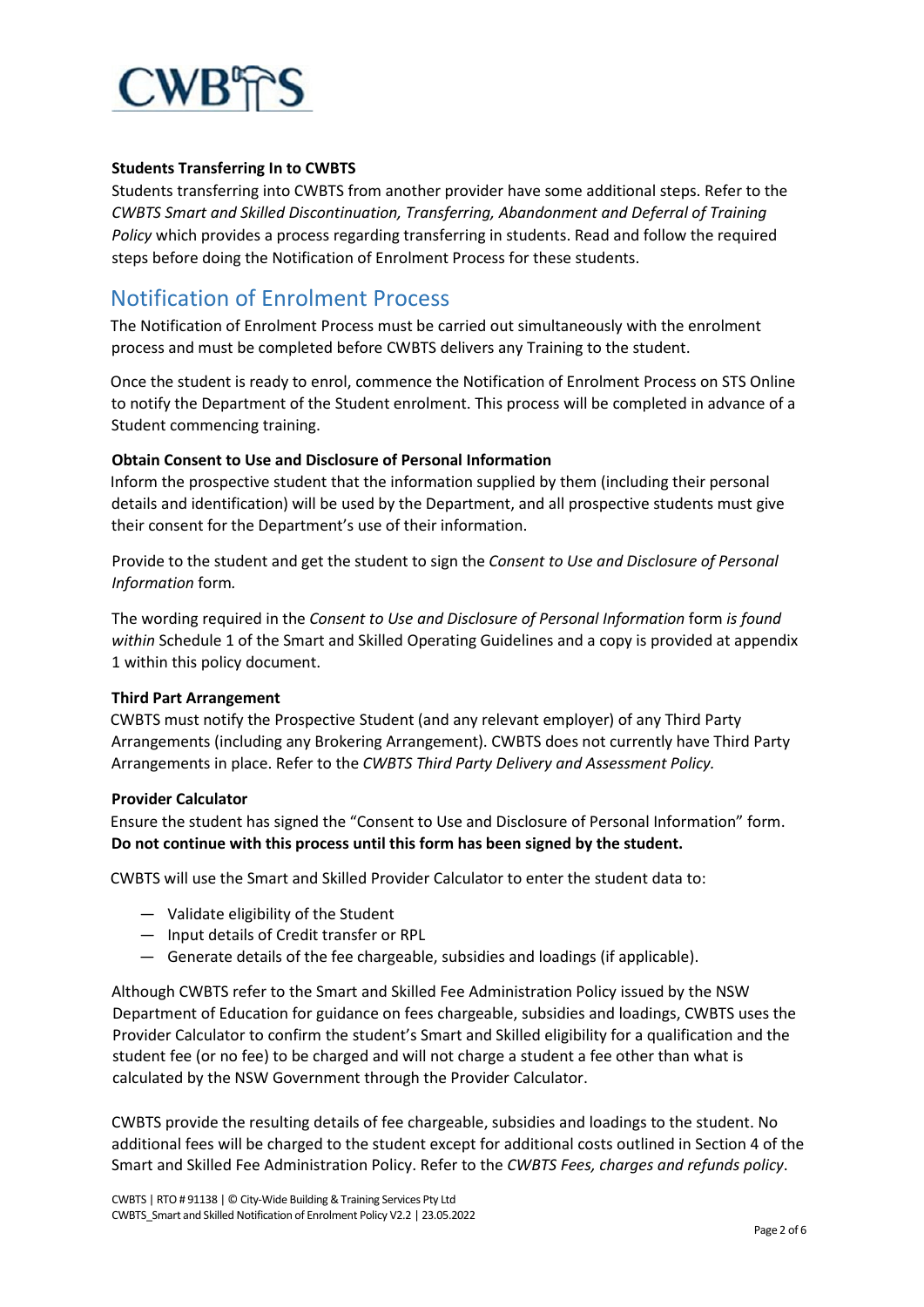**Students Transferring In to CWBTS**

Students transferring into CWBTS from another provider have some additional steps. Refer to the *CWBTS Smart and Skilled Discontinuation, Transferring, Abandonment and Deferral of Training Policy* which provides a process regarding transferring in students. Read and follow the required steps before doing the Notification of Enrolment Process for these students.

## Notification of Enrolment Process

The Notification of Enrolment Process must be carried out simultaneously with the enrolment process and must be completed before CWBTS delivers any Training to the student.

Once the student is ready to enrol, commence the Notification of Enrolment Process on STS Online to notify the Department of the Student enrolment. This process will be completed in advance of a Student commencing training.

**Obtain Consent to Use and Disclosure of Personal Information**

Inform the prospective student that the information supplied by them (including their personal details and identification) will be used by the Department, and all prospective students must give their consent for the Department's use of their information.

Provide to the student and get the student to sign the *Consent to Use and Disclosure of Personal Information* form.

The wording required in the *Consent to Use and Disclosure of Personal Information* form *is found within* Schedule 1 of the Smart and Skilled Operating Guidelines and a copy is provided at appendix 1 within this policy document.

**Third Part Arrangement**

CWBTS must notify the Prospective Student (and any relevant employer) of any Third Party Arrangements (including any Brokering Arrangement). CWBTS does not currently have Third Party Arrangements in place. Refer to the *CWBTS Third Party Delivery and Assessment Policy.*

**Provider Calculator**

Ensure the student has signed the "Consent to Use and Disclosure of Personal Information" form. **Do not continue with this process until this form has been signed by the student.**

CWBTS will use the Smart and Skilled Provider Calculator to enter the student data to:

- Validate eligibility of the Student
- Input details of Credit transfer or RPL
- Generate details of the fee chargeable, subsidies and loadings (if applicable).

Although CWBTS refer to the Smart and Skilled Fee Administration Policy issued by the NSW Department of Education for guidance on fees chargeable, subsidies and loadings, CWBTS uses the Provider Calculator to confirm the student's Smart and Skilled eligibility for a qualification and the student fee (or no fee) to be charged and will not charge a student a fee other than what is calculated by the NSW Government through the Provider Calculator.

CWBTS provide the resulting details of fee chargeable, subsidies and loadings to the student. No additional fees will be charged to the student except for additional costs outlined in Section 4 of the Smart and Skilled Fee Administration Policy. Refer to the *CWBTS Fees, charges and refunds policy*.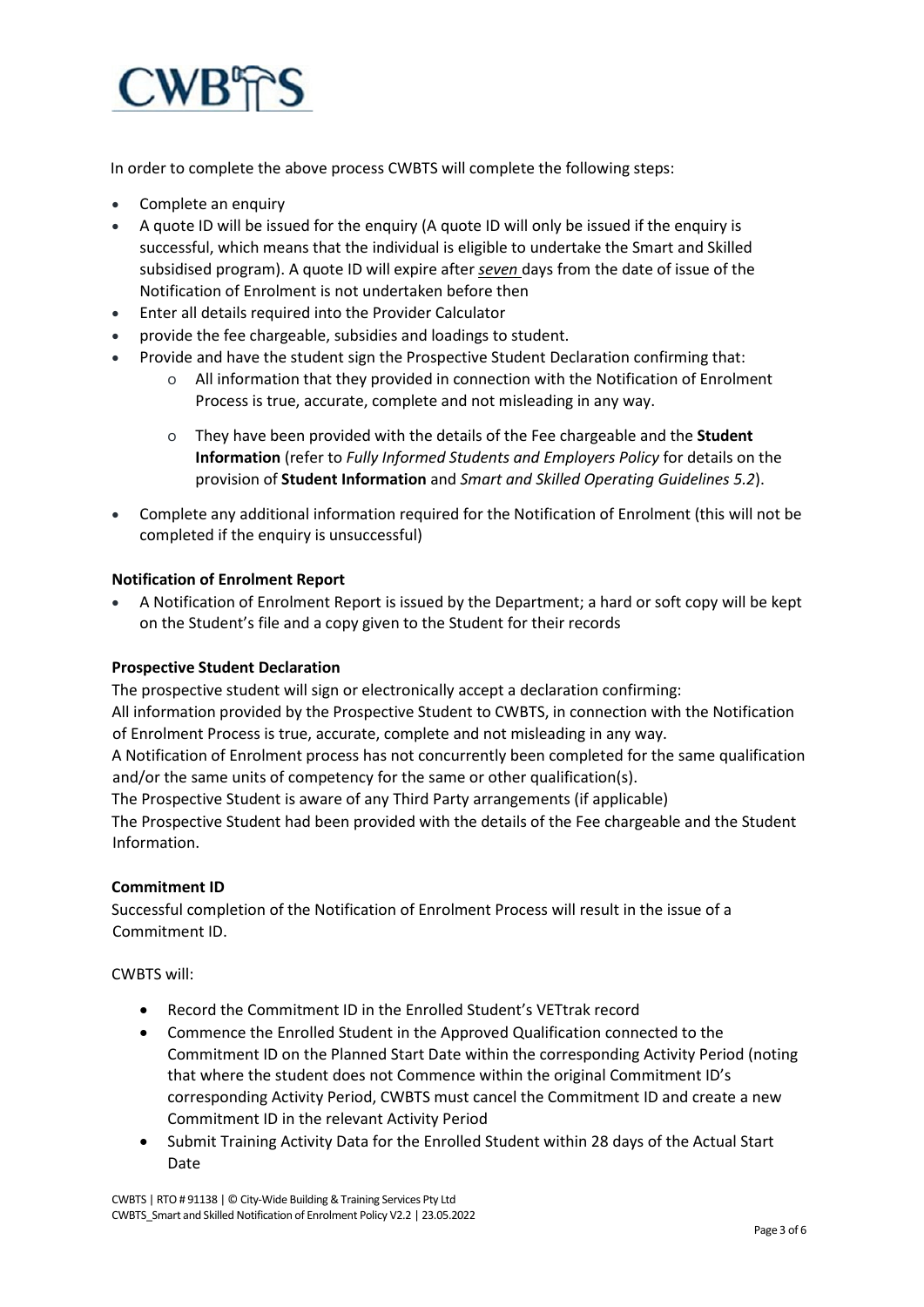In order to complete the above process CWBTS will complete the following steps:

- Complete an enquiry
- A quote ID will be issued for the enquiry (A quote ID will only be issued if the enquiry is successful, which means that the individual is eligible to undertake the Smart and Skilled subsidised program). A quote ID will expire after *seven* days from the date of issue of the Notification of Enrolment is not undertaken before then
- Enter all details required into the Provider Calculator
- provide the fee chargeable, subsidies and loadings to student.
- Provide and have the student sign the Prospective Student Declaration confirming that:
  - All information that they provided in connection with the Notification of Enrolment Process is true, accurate, complete and not misleading in any way.
  - They have been provided with the details of the Fee chargeable and the **Student Information** (refer to *Fully Informed Students and Employers Policy* for details on the provision of **Student Information** and *Smart and Skilled Operating Guidelines 5.2*).
- Complete any additional information required for the Notification of Enrolment (this will not be completed if the enquiry is unsuccessful)

**Notification of Enrolment Report**

- A Notification of Enrolment Report is issued by the Department; a hard or soft copy will be kept on the Student's file and a copy given to the Student for their records

**Prospective Student Declaration**

The prospective student will sign or electronically accept a declaration confirming:
All information provided by the Prospective Student to CWBTS, in connection with the Notification of Enrolment Process is true, accurate, complete and not misleading in any way.
A Notification of Enrolment process has not concurrently been completed for the same qualification and/or the same units of competency for the same or other qualification(s).
The Prospective Student is aware of any Third Party arrangements (if applicable)
The Prospective Student had been provided with the details of the Fee chargeable and the Student Information.

**Commitment ID**

Successful completion of the Notification of Enrolment Process will result in the issue of a Commitment ID.

CWBTS will:

- Record the Commitment ID in the Enrolled Student's VETtrak record
- Commence the Enrolled Student in the Approved Qualification connected to the Commitment ID on the Planned Start Date within the corresponding Activity Period (noting that where the student does not Commence within the original Commitment ID's corresponding Activity Period, CWBTS must cancel the Commitment ID and create a new Commitment ID in the relevant Activity Period
- Submit Training Activity Data for the Enrolled Student within 28 days of the Actual Start Date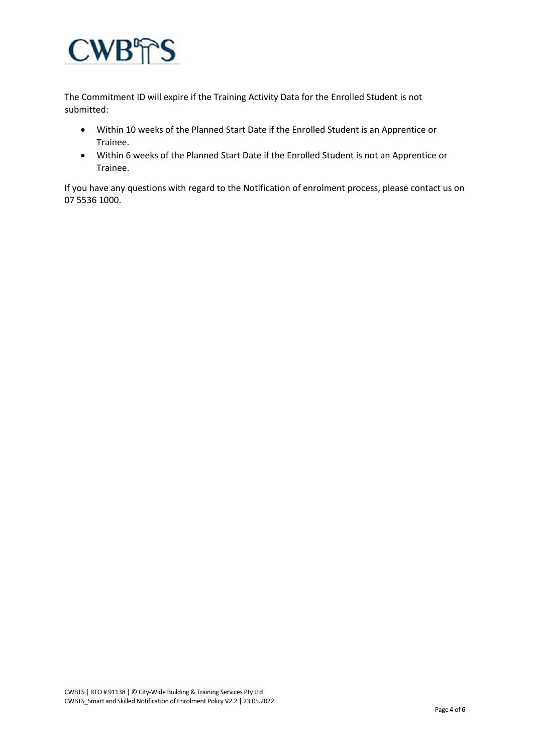The Commitment ID will expire if the Training Activity Data for the Enrolled Student is not submitted:

- Within 10 weeks of the Planned Start Date if the Enrolled Student is an Apprentice or Trainee.
- Within 6 weeks of the Planned Start Date if the Enrolled Student is not an Apprentice or Trainee.

If you have any questions with regard to the Notification of enrolment process, please contact us on 07 5536 1000.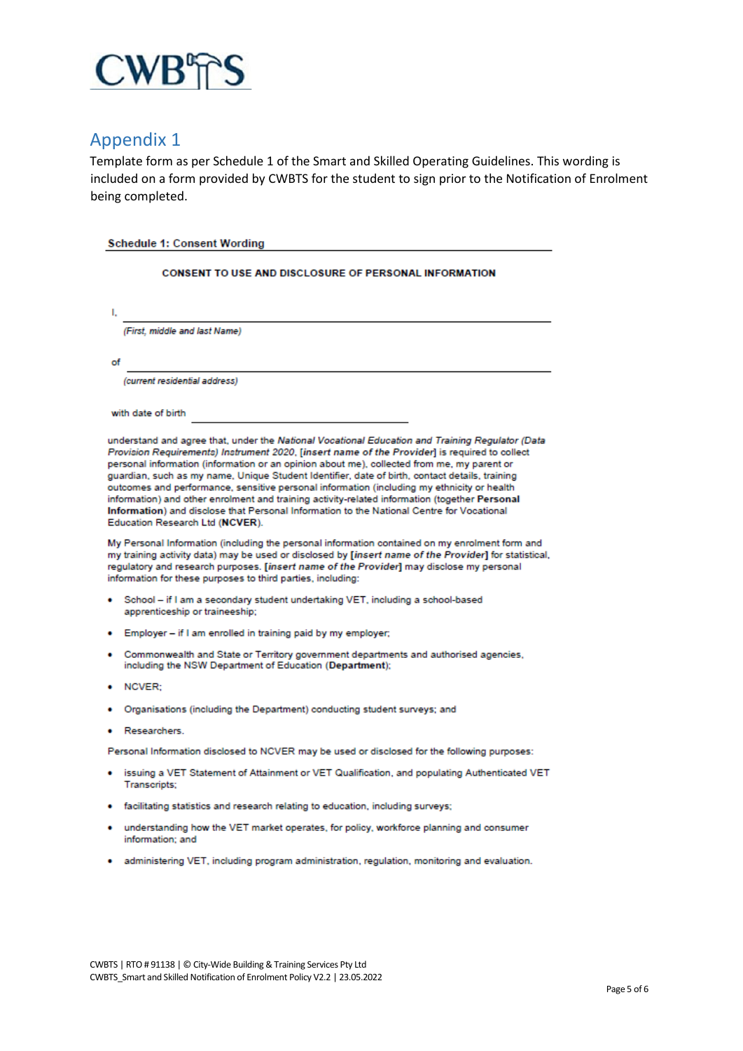# Appendix 1

Template form as per Schedule 1 of the Smart and Skilled Operating Guidelines. This wording is included on a form provided by CWBTS for the student to sign prior to the Notification of Enrolment being completed.

**Schedule 1: Consent Wording**

**CONSENT TO USE AND DISCLOSURE OF PERSONAL INFORMATION**

I, ______________________________________________

*(First, middle and last Name)*

of ______________________________________________

*(current residential address)*

with date of birth ______________________________

understand and agree that, under the *National Vocational Education and Training Regulator (Data Provision Requirements) Instrument 2020*, ***[insert name of the Provider]*** is required to collect personal information (information or an opinion about me), collected from me, my parent or guardian, such as my name, Unique Student Identifier, date of birth, contact details, training outcomes and performance, sensitive personal information (including my ethnicity or health information) and other enrolment and training activity-related information (together **Personal Information**) and disclose that Personal Information to the National Centre for Vocational Education Research Ltd (**NCVER**).

My Personal Information (including the personal information contained on my enrolment form and my training activity data) may be used or disclosed by ***[insert name of the Provider]*** for statistical, regulatory and research purposes. ***[insert name of the Provider]*** may disclose my personal information for these purposes to third parties, including:

- School – if I am a secondary student undertaking VET, including a school-based apprenticeship or traineeship;
- Employer – if I am enrolled in training paid by my employer;
- Commonwealth and State or Territory government departments and authorised agencies, including the NSW Department of Education (**Department**);
- NCVER;
- Organisations (including the Department) conducting student surveys; and
- Researchers.

Personal Information disclosed to NCVER may be used or disclosed for the following purposes:

- issuing a VET Statement of Attainment or VET Qualification, and populating Authenticated VET Transcripts;
- facilitating statistics and research relating to education, including surveys;
- understanding how the VET market operates, for policy, workforce planning and consumer information; and
- administering VET, including program administration, regulation, monitoring and evaluation.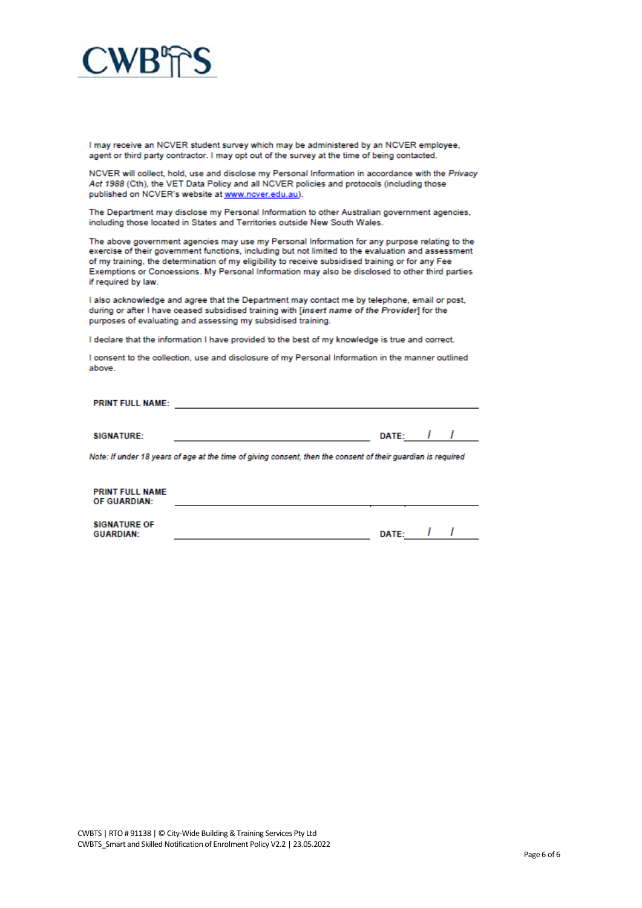I may receive an NCVER student survey which may be administered by an NCVER employee, agent or third party contractor. I may opt out of the survey at the time of being contacted.

NCVER will collect, hold, use and disclose my Personal Information in accordance with the *Privacy Act 1988* (Cth), the VET Data Policy and all NCVER policies and protocols (including those published on NCVER's website at www.ncver.edu.au).

The Department may disclose my Personal Information to other Australian government agencies, including those located in States and Territories outside New South Wales.

The above government agencies may use my Personal Information for any purpose relating to the exercise of their government functions, including but not limited to the evaluation and assessment of my training, the determination of my eligibility to receive subsidised training or for any Fee Exemptions or Concessions. My Personal Information may also be disclosed to other third parties if required by law.

I also acknowledge and agree that the Department may contact me by telephone, email or post, during or after I have ceased subsidised training with [***insert name of the Provider***] for the purposes of evaluating and assessing my subsidised training.

I declare that the information I have provided to the best of my knowledge is true and correct.

I consent to the collection, use and disclosure of my Personal Information in the manner outlined above.

**PRINT FULL NAME:** ______________________________________________

**SIGNATURE:** ______________________________ **DATE:** ____/____/____

*Note: If under 18 years of age at the time of giving consent, then the consent of their guardian is required*

**PRINT FULL NAME OF GUARDIAN:** ______________________________________________

**SIGNATURE OF GUARDIAN:** ______________________________ **DATE:** ____/____/____

CWBTS | RTO # 91138 | © City-Wide Building & Training Services Pty Ltd
CWBTS_Smart and Skilled Notification of Enrolment Policy V2.2 | 23.05.2022